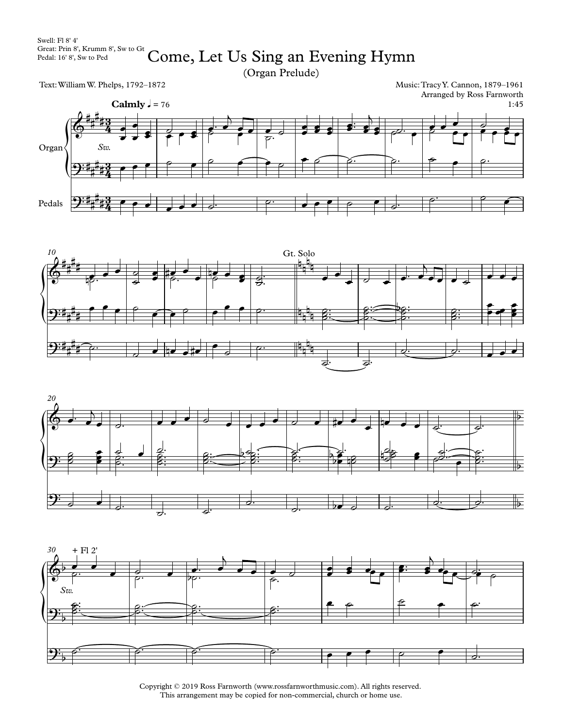Swell: Fl 8' 4'
Great: Prin 8', Krumm 8', Sw to Gt
Pedal: 16' 8', Sw to Ped

# Come, Let Us Sing an Evening Hymn

(Organ Prelude)

Text: William W. Phelps, 1792–1872

Music: Tracy Y. Cannon, 1879–1961
Arranged by Ross Farnworth
1:45

**Calmly** ♩ = 76

Organ

*Sw.*

Pedals

Gt. Solo

+ Fl 2'

*Sw.*

Copyright © 2019 Ross Farnworth (www.rossfarnworthmusic.com). All rights reserved.
This arrangement may be copied for non-commercial, church or home use.